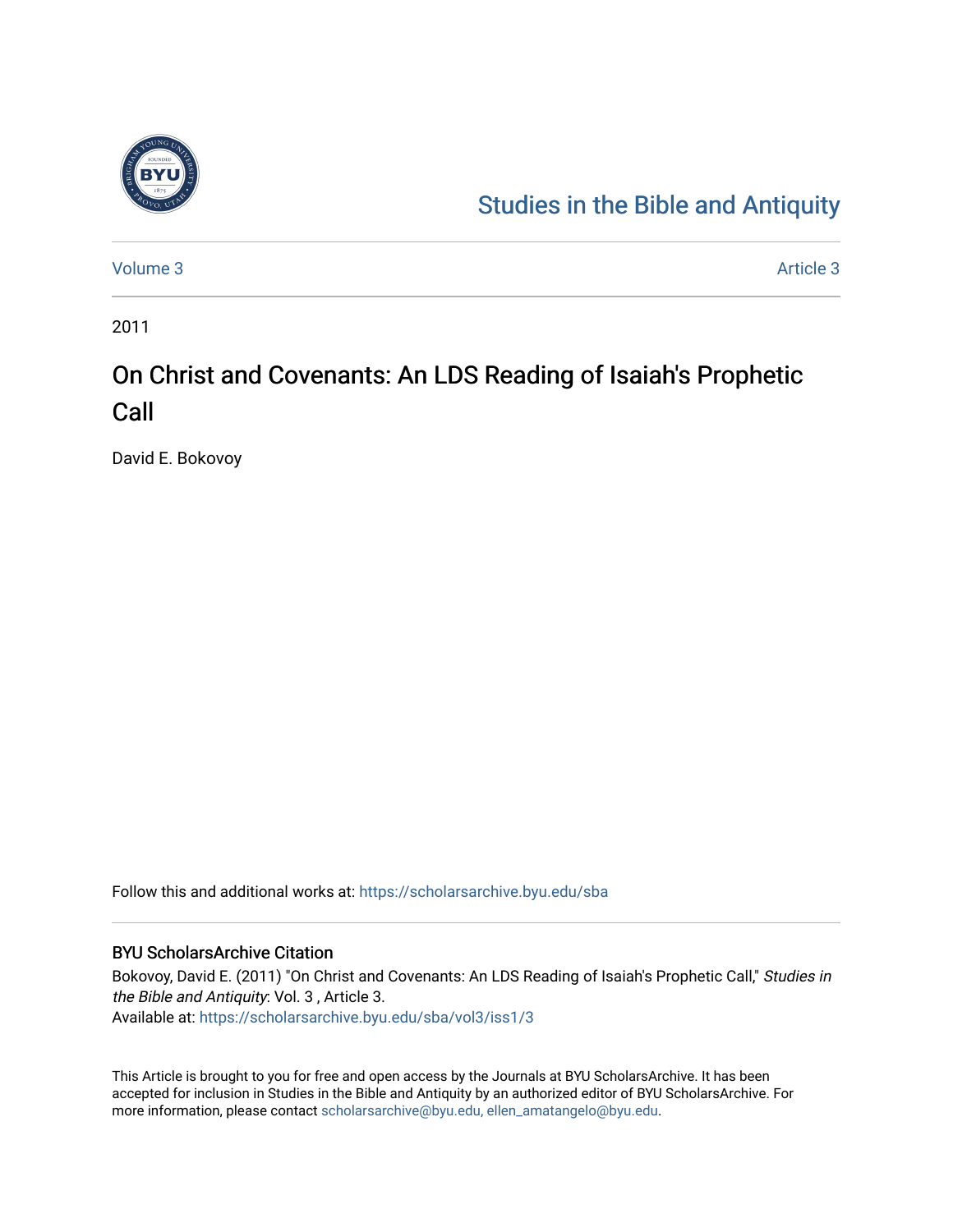Studies in the Bible and Antiquity

Volume 3 | Article 3

2011

# On Christ and Covenants: An LDS Reading of Isaiah's Prophetic Call

David E. Bokovoy

Follow this and additional works at: https://scholarsarchive.byu.edu/sba

## BYU ScholarsArchive Citation

Bokovoy, David E. (2011) "On Christ and Covenants: An LDS Reading of Isaiah's Prophetic Call," *Studies in the Bible and Antiquity*: Vol. 3 , Article 3.
Available at: https://scholarsarchive.byu.edu/sba/vol3/iss1/3

This Article is brought to you for free and open access by the Journals at BYU ScholarsArchive. It has been accepted for inclusion in Studies in the Bible and Antiquity by an authorized editor of BYU ScholarsArchive. For more information, please contact scholarsarchive@byu.edu, ellen_amatangelo@byu.edu.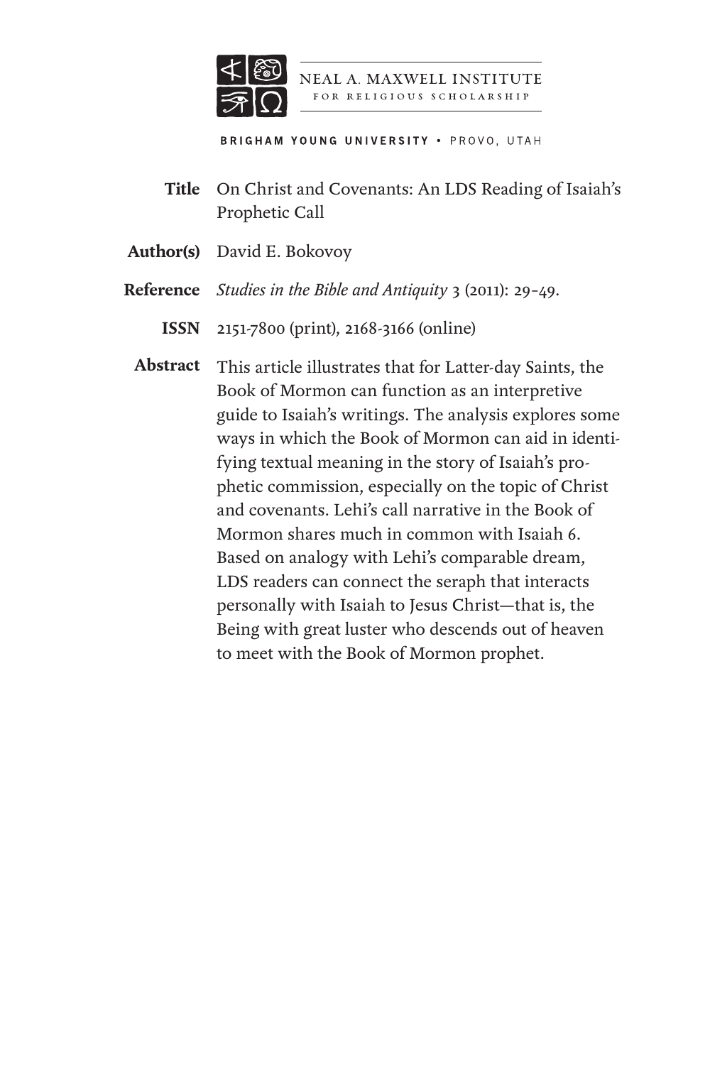NEAL A. MAXWELL INSTITUTE
FOR RELIGIOUS SCHOLARSHIP

BRIGHAM YOUNG UNIVERSITY • PROVO, UTAH

**Title** On Christ and Covenants: An LDS Reading of Isaiah's Prophetic Call

**Author(s)** David E. Bokovoy

**Reference** *Studies in the Bible and Antiquity* 3 (2011): 29–49.

**ISSN** 2151-7800 (print), 2168-3166 (online)

**Abstract** This article illustrates that for Latter-day Saints, the Book of Mormon can function as an interpretive guide to Isaiah's writings. The analysis explores some ways in which the Book of Mormon can aid in identifying textual meaning in the story of Isaiah's prophetic commission, especially on the topic of Christ and covenants. Lehi's call narrative in the Book of Mormon shares much in common with Isaiah 6. Based on analogy with Lehi's comparable dream, LDS readers can connect the seraph that interacts personally with Isaiah to Jesus Christ—that is, the Being with great luster who descends out of heaven to meet with the Book of Mormon prophet.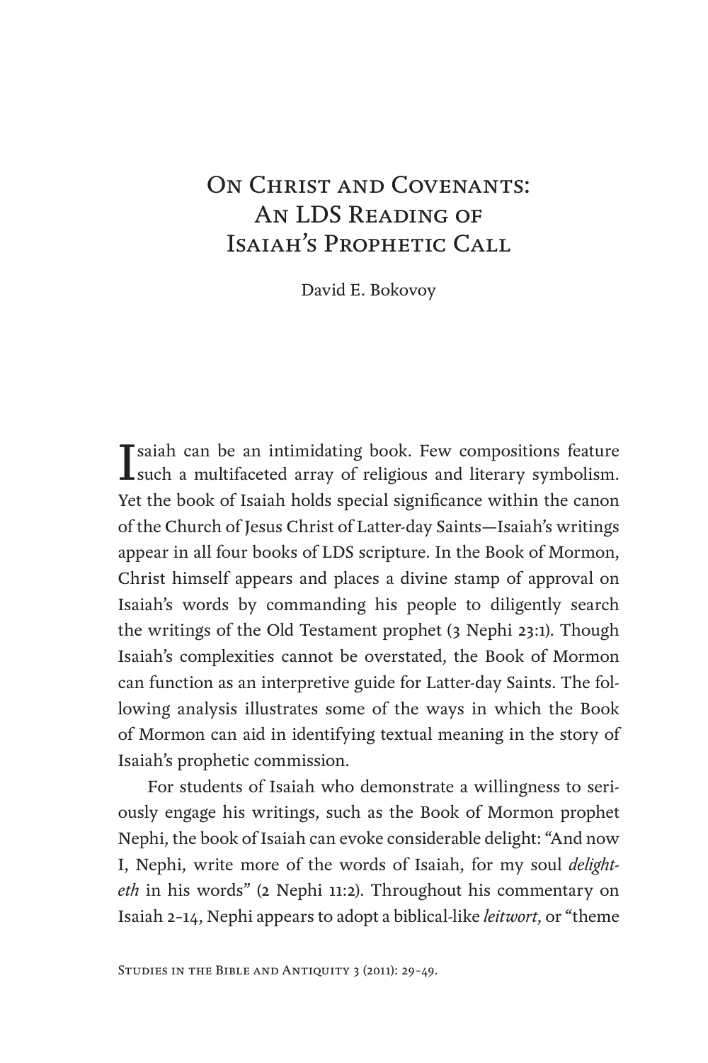# On Christ and Covenants: An LDS Reading of Isaiah's Prophetic Call

David E. Bokovoy

Isaiah can be an intimidating book. Few compositions feature such a multifaceted array of religious and literary symbolism. Yet the book of Isaiah holds special significance within the canon of the Church of Jesus Christ of Latter-day Saints—Isaiah's writings appear in all four books of LDS scripture. In the Book of Mormon, Christ himself appears and places a divine stamp of approval on Isaiah's words by commanding his people to diligently search the writings of the Old Testament prophet (3 Nephi 23:1). Though Isaiah's complexities cannot be overstated, the Book of Mormon can function as an interpretive guide for Latter-day Saints. The following analysis illustrates some of the ways in which the Book of Mormon can aid in identifying textual meaning in the story of Isaiah's prophetic commission.

For students of Isaiah who demonstrate a willingness to seriously engage his writings, such as the Book of Mormon prophet Nephi, the book of Isaiah can evoke considerable delight: "And now I, Nephi, write more of the words of Isaiah, for my soul *delighteth* in his words" (2 Nephi 11:2). Throughout his commentary on Isaiah 2–14, Nephi appears to adopt a biblical-like *leitwort*, or "theme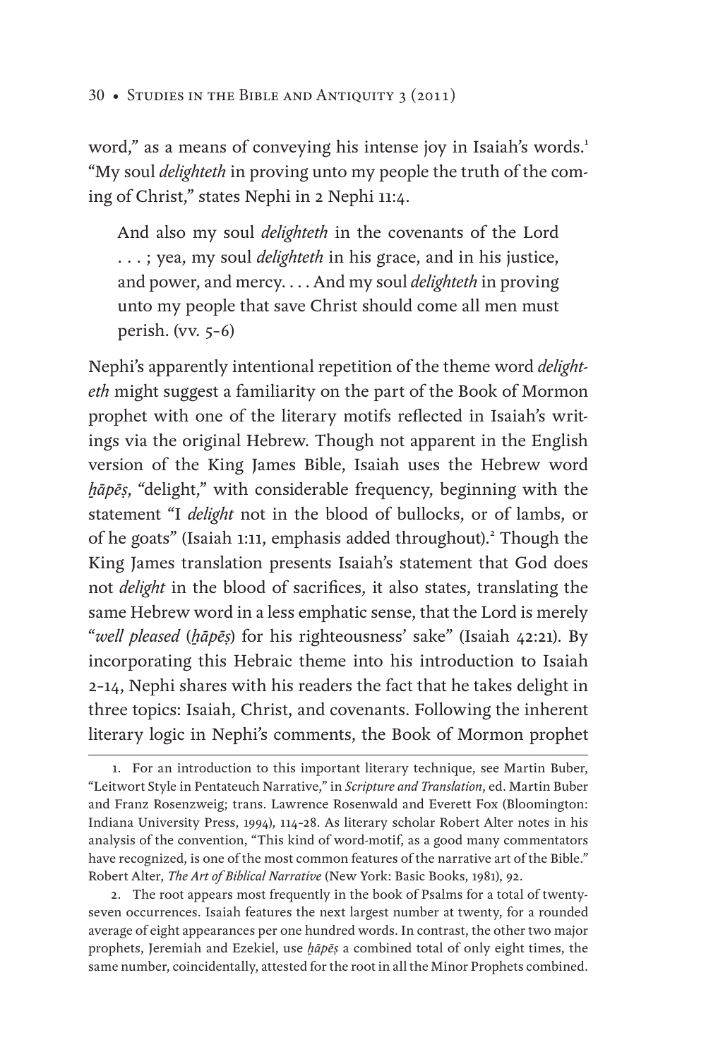word," as a means of conveying his intense joy in Isaiah's words.[1] "My soul *delighteth* in proving unto my people the truth of the coming of Christ," states Nephi in 2 Nephi 11:4.

> And also my soul *delighteth* in the covenants of the Lord . . . ; yea, my soul *delighteth* in his grace, and in his justice, and power, and mercy. . . . And my soul *delighteth* in proving unto my people that save Christ should come all men must perish. (vv. 5–6)

Nephi's apparently intentional repetition of the theme word *delighteth* might suggest a familiarity on the part of the Book of Mormon prophet with one of the literary motifs reflected in Isaiah's writings via the original Hebrew. Though not apparent in the English version of the King James Bible, Isaiah uses the Hebrew word *ḥ̱āpēṣ*, "delight," with considerable frequency, beginning with the statement "I *delight* not in the blood of bullocks, or of lambs, or of he goats" (Isaiah 1:11, emphasis added throughout).[2] Though the King James translation presents Isaiah's statement that God does not *delight* in the blood of sacrifices, it also states, translating the same Hebrew word in a less emphatic sense, that the Lord is merely "*well pleased* (*ḥ̱āpēṣ*) for his righteousness' sake" (Isaiah 42:21). By incorporating this Hebraic theme into his introduction to Isaiah 2–14, Nephi shares with his readers the fact that he takes delight in three topics: Isaiah, Christ, and covenants. Following the inherent literary logic in Nephi's comments, the Book of Mormon prophet

---

1. For an introduction to this important literary technique, see Martin Buber, "Leitwort Style in Pentateuch Narrative," in *Scripture and Translation*, ed. Martin Buber and Franz Rosenzweig; trans. Lawrence Rosenwald and Everett Fox (Bloomington: Indiana University Press, 1994), 114–28. As literary scholar Robert Alter notes in his analysis of the convention, "This kind of word-motif, as a good many commentators have recognized, is one of the most common features of the narrative art of the Bible." Robert Alter, *The Art of Biblical Narrative* (New York: Basic Books, 1981), 92.

2. The root appears most frequently in the book of Psalms for a total of twenty-seven occurrences. Isaiah features the next largest number at twenty, for a rounded average of eight appearances per one hundred words. In contrast, the other two major prophets, Jeremiah and Ezekiel, use *ḥ̱āpēṣ* a combined total of only eight times, the same number, coincidentally, attested for the root in all the Minor Prophets combined.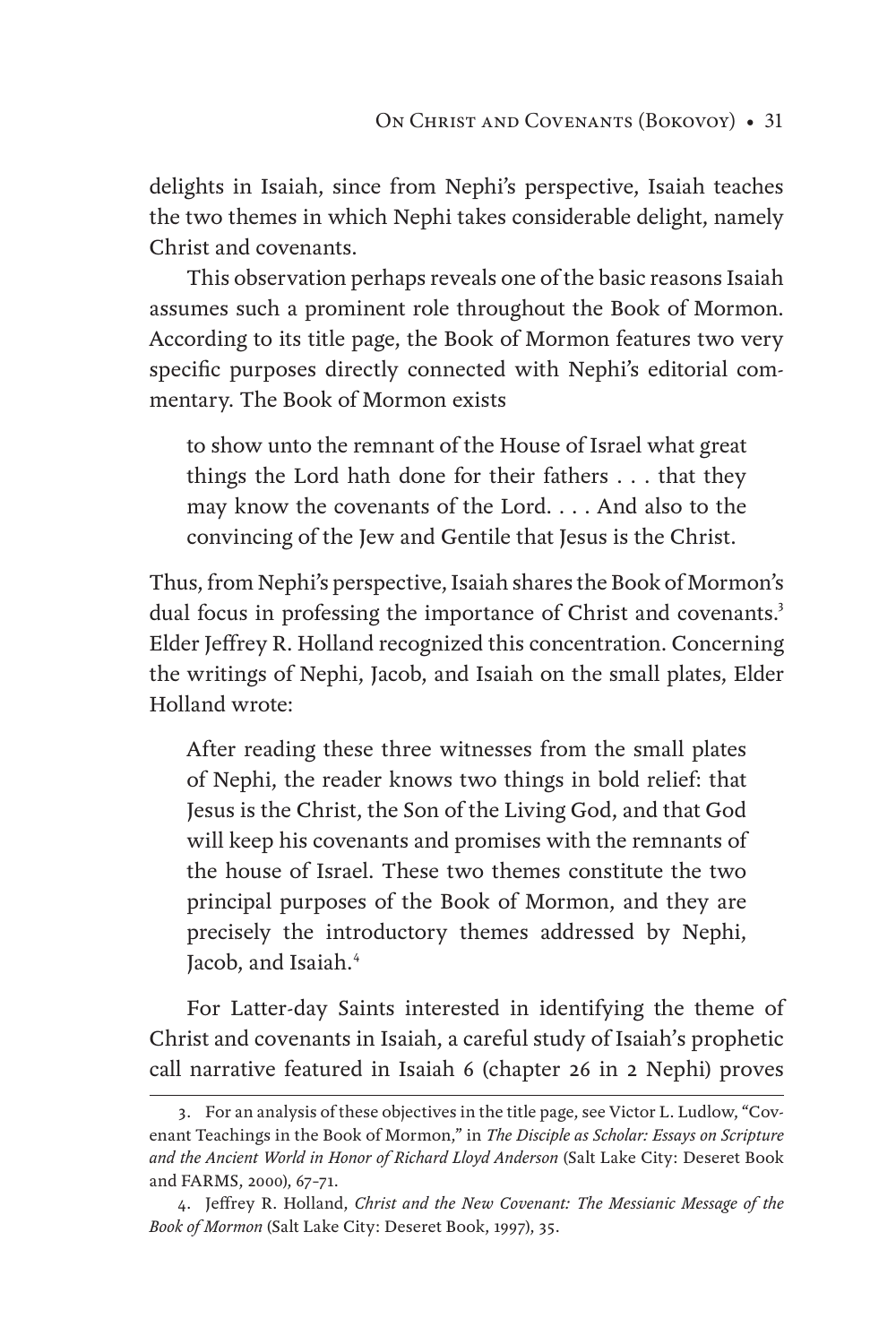delights in Isaiah, since from Nephi's perspective, Isaiah teaches the two themes in which Nephi takes considerable delight, namely Christ and covenants.

This observation perhaps reveals one of the basic reasons Isaiah assumes such a prominent role throughout the Book of Mormon. According to its title page, the Book of Mormon features two very specific purposes directly connected with Nephi's editorial commentary. The Book of Mormon exists

> to show unto the remnant of the House of Israel what great things the Lord hath done for their fathers . . . that they may know the covenants of the Lord. . . . And also to the convincing of the Jew and Gentile that Jesus is the Christ.

Thus, from Nephi's perspective, Isaiah shares the Book of Mormon's dual focus in professing the importance of Christ and covenants.[3] Elder Jeffrey R. Holland recognized this concentration. Concerning the writings of Nephi, Jacob, and Isaiah on the small plates, Elder Holland wrote:

> After reading these three witnesses from the small plates of Nephi, the reader knows two things in bold relief: that Jesus is the Christ, the Son of the Living God, and that God will keep his covenants and promises with the remnants of the house of Israel. These two themes constitute the two principal purposes of the Book of Mormon, and they are precisely the introductory themes addressed by Nephi, Jacob, and Isaiah.[4]

For Latter-day Saints interested in identifying the theme of Christ and covenants in Isaiah, a careful study of Isaiah's prophetic call narrative featured in Isaiah 6 (chapter 26 in 2 Nephi) proves

---

3. For an analysis of these objectives in the title page, see Victor L. Ludlow, "Covenant Teachings in the Book of Mormon," in *The Disciple as Scholar: Essays on Scripture and the Ancient World in Honor of Richard Lloyd Anderson* (Salt Lake City: Deseret Book and FARMS, 2000), 67–71.

4. Jeffrey R. Holland, *Christ and the New Covenant: The Messianic Message of the Book of Mormon* (Salt Lake City: Deseret Book, 1997), 35.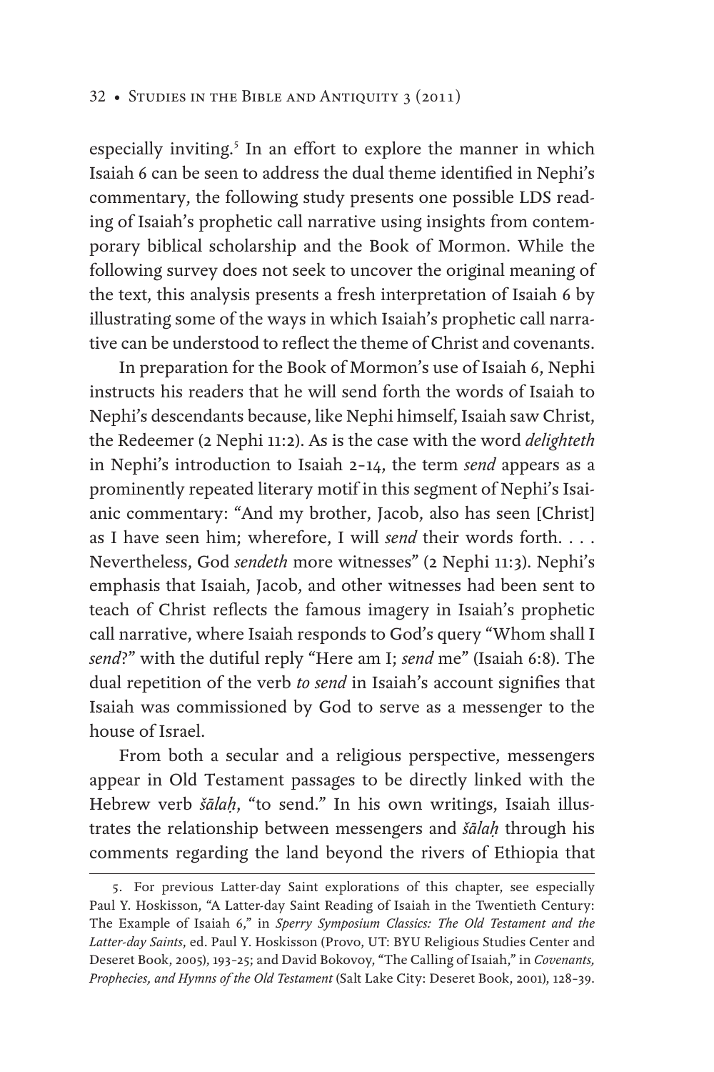especially inviting.[5] In an effort to explore the manner in which Isaiah 6 can be seen to address the dual theme identified in Nephi's commentary, the following study presents one possible LDS reading of Isaiah's prophetic call narrative using insights from contemporary biblical scholarship and the Book of Mormon. While the following survey does not seek to uncover the original meaning of the text, this analysis presents a fresh interpretation of Isaiah 6 by illustrating some of the ways in which Isaiah's prophetic call narrative can be understood to reflect the theme of Christ and covenants.

In preparation for the Book of Mormon's use of Isaiah 6, Nephi instructs his readers that he will send forth the words of Isaiah to Nephi's descendants because, like Nephi himself, Isaiah saw Christ, the Redeemer (2 Nephi 11:2). As is the case with the word *delighteth* in Nephi's introduction to Isaiah 2–14, the term *send* appears as a prominently repeated literary motif in this segment of Nephi's Isaianic commentary: "And my brother, Jacob, also has seen [Christ] as I have seen him; wherefore, I will *send* their words forth. . . . Nevertheless, God *sendeth* more witnesses" (2 Nephi 11:3). Nephi's emphasis that Isaiah, Jacob, and other witnesses had been sent to teach of Christ reflects the famous imagery in Isaiah's prophetic call narrative, where Isaiah responds to God's query "Whom shall I *send*?" with the dutiful reply "Here am I; *send* me" (Isaiah 6:8). The dual repetition of the verb *to send* in Isaiah's account signifies that Isaiah was commissioned by God to serve as a messenger to the house of Israel.

From both a secular and a religious perspective, messengers appear in Old Testament passages to be directly linked with the Hebrew verb *šālaḥ*, "to send." In his own writings, Isaiah illustrates the relationship between messengers and *šālaḥ* through his comments regarding the land beyond the rivers of Ethiopia that

5. For previous Latter-day Saint explorations of this chapter, see especially Paul Y. Hoskisson, "A Latter-day Saint Reading of Isaiah in the Twentieth Century: The Example of Isaiah 6," in *Sperry Symposium Classics: The Old Testament and the Latter-day Saints*, ed. Paul Y. Hoskisson (Provo, UT: BYU Religious Studies Center and Deseret Book, 2005), 193–25; and David Bokovoy, "The Calling of Isaiah," in *Covenants, Prophecies, and Hymns of the Old Testament* (Salt Lake City: Deseret Book, 2001), 128–39.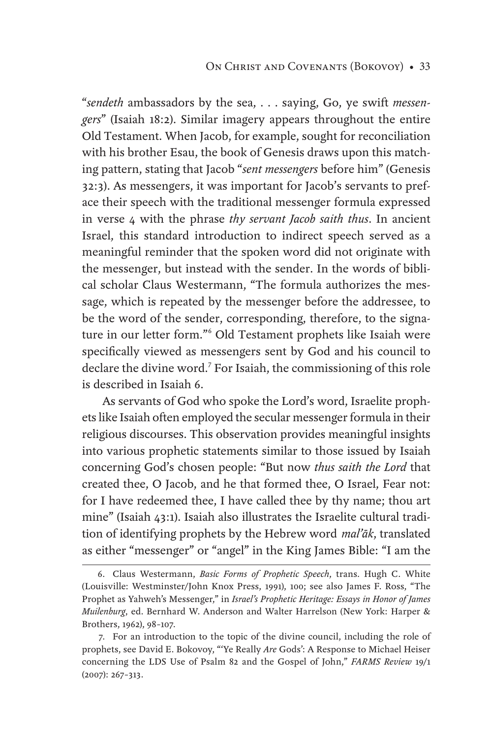"*sendeth* ambassadors by the sea, . . . saying, Go, ye swift *messengers*" (Isaiah 18:2). Similar imagery appears throughout the entire Old Testament. When Jacob, for example, sought for reconciliation with his brother Esau, the book of Genesis draws upon this matching pattern, stating that Jacob "*sent messengers* before him" (Genesis 32:3). As messengers, it was important for Jacob's servants to preface their speech with the traditional messenger formula expressed in verse 4 with the phrase *thy servant Jacob saith thus*. In ancient Israel, this standard introduction to indirect speech served as a meaningful reminder that the spoken word did not originate with the messenger, but instead with the sender. In the words of biblical scholar Claus Westermann, "The formula authorizes the message, which is repeated by the messenger before the addressee, to be the word of the sender, corresponding, therefore, to the signature in our letter form."[6] Old Testament prophets like Isaiah were specifically viewed as messengers sent by God and his council to declare the divine word.[7] For Isaiah, the commissioning of this role is described in Isaiah 6.

As servants of God who spoke the Lord's word, Israelite prophets like Isaiah often employed the secular messenger formula in their religious discourses. This observation provides meaningful insights into various prophetic statements similar to those issued by Isaiah concerning God's chosen people: "But now *thus saith the Lord* that created thee, O Jacob, and he that formed thee, O Israel, Fear not: for I have redeemed thee, I have called thee by thy name; thou art mine" (Isaiah 43:1). Isaiah also illustrates the Israelite cultural tradition of identifying prophets by the Hebrew word *mal'āk*, translated as either "messenger" or "angel" in the King James Bible: "I am the

---

6. Claus Westermann, *Basic Forms of Prophetic Speech*, trans. Hugh C. White (Louisville: Westminster/John Knox Press, 1991), 100; see also James F. Ross, "The Prophet as Yahweh's Messenger," in *Israel's Prophetic Heritage: Essays in Honor of James Muilenburg*, ed. Bernhard W. Anderson and Walter Harrelson (New York: Harper & Brothers, 1962), 98–107.

7. For an introduction to the topic of the divine council, including the role of prophets, see David E. Bokovoy, "'Ye Really *Are* Gods': A Response to Michael Heiser concerning the LDS Use of Psalm 82 and the Gospel of John," *FARMS Review* 19/1 (2007): 267–313.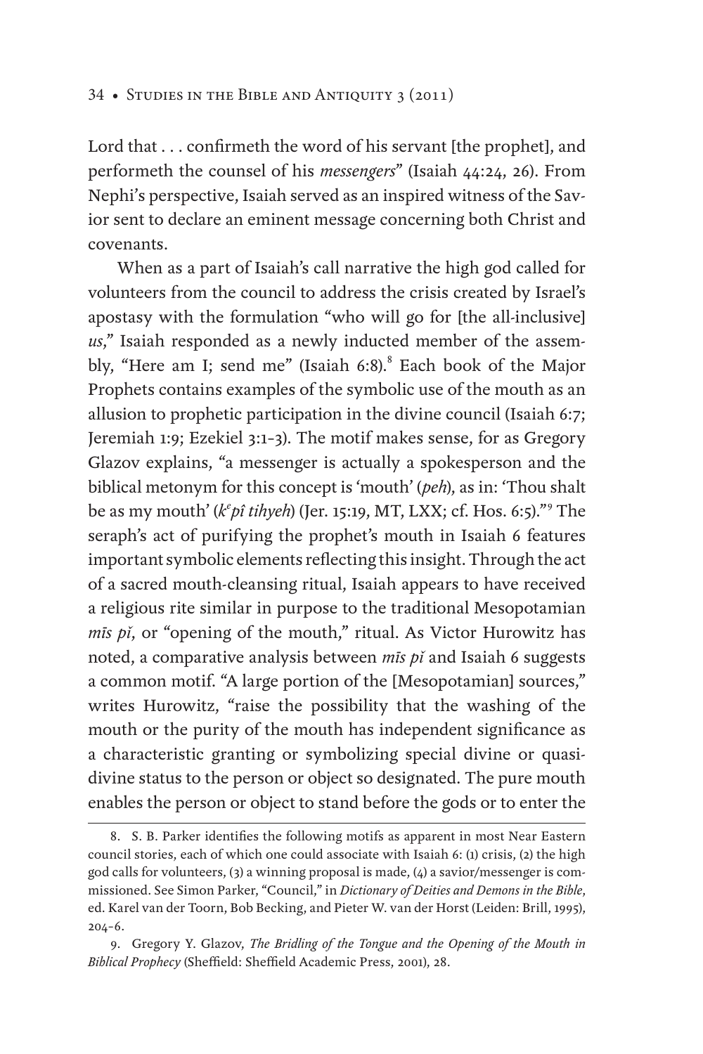Lord that . . . confirmeth the word of his servant [the prophet], and performeth the counsel of his *messengers*" (Isaiah 44:24, 26). From Nephi's perspective, Isaiah served as an inspired witness of the Savior sent to declare an eminent message concerning both Christ and covenants.

When as a part of Isaiah's call narrative the high god called for volunteers from the council to address the crisis created by Israel's apostasy with the formulation "who will go for [the all-inclusive] *us*," Isaiah responded as a newly inducted member of the assembly, "Here am I; send me" (Isaiah 6:8).[8] Each book of the Major Prophets contains examples of the symbolic use of the mouth as an allusion to prophetic participation in the divine council (Isaiah 6:7; Jeremiah 1:9; Ezekiel 3:1–3). The motif makes sense, for as Gregory Glazov explains, "a messenger is actually a spokesperson and the biblical metonym for this concept is 'mouth' (*peh*), as in: 'Thou shalt be as my mouth' (*kᵉpî tihyeh*) (Jer. 15:19, MT, LXX; cf. Hos. 6:5)."[9] The seraph's act of purifying the prophet's mouth in Isaiah 6 features important symbolic elements reflecting this insight. Through the act of a sacred mouth-cleansing ritual, Isaiah appears to have received a religious rite similar in purpose to the traditional Mesopotamian *mīs pî*, or "opening of the mouth," ritual. As Victor Hurowitz has noted, a comparative analysis between *mīs pî* and Isaiah 6 suggests a common motif. "A large portion of the [Mesopotamian] sources," writes Hurowitz, "raise the possibility that the washing of the mouth or the purity of the mouth has independent significance as a characteristic granting or symbolizing special divine or quasi-divine status to the person or object so designated. The pure mouth enables the person or object to stand before the gods or to enter the

---

8. S. B. Parker identifies the following motifs as apparent in most Near Eastern council stories, each of which one could associate with Isaiah 6: (1) crisis, (2) the high god calls for volunteers, (3) a winning proposal is made, (4) a savior/messenger is commissioned. See Simon Parker, "Council," in *Dictionary of Deities and Demons in the Bible*, ed. Karel van der Toorn, Bob Becking, and Pieter W. van der Horst (Leiden: Brill, 1995), 204–6.

9. Gregory Y. Glazov, *The Bridling of the Tongue and the Opening of the Mouth in Biblical Prophecy* (Sheffield: Sheffield Academic Press, 2001), 28.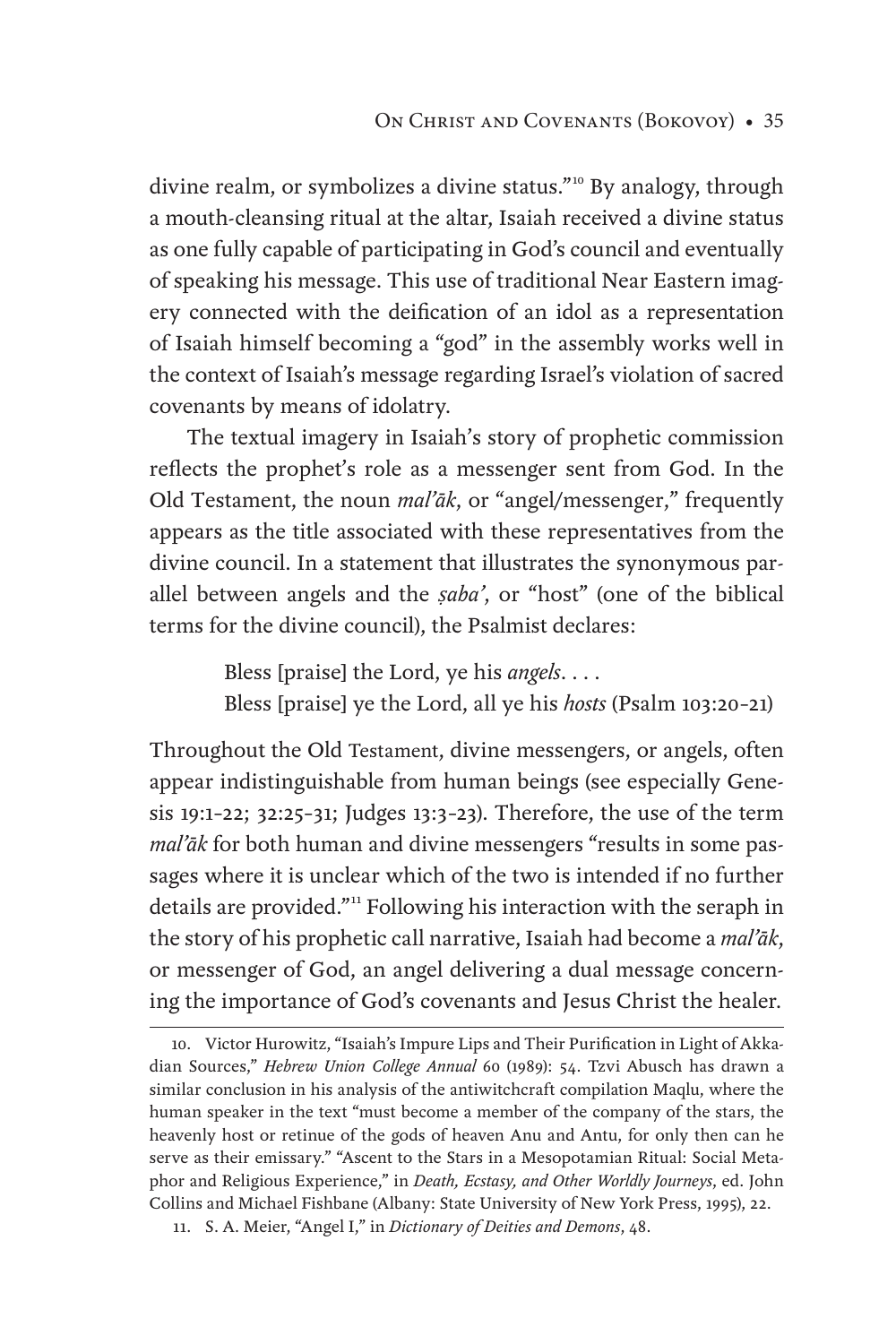divine realm, or symbolizes a divine status."[10] By analogy, through a mouth-cleansing ritual at the altar, Isaiah received a divine status as one fully capable of participating in God's council and eventually of speaking his message. This use of traditional Near Eastern imagery connected with the deification of an idol as a representation of Isaiah himself becoming a "god" in the assembly works well in the context of Isaiah's message regarding Israel's violation of sacred covenants by means of idolatry.

The textual imagery in Isaiah's story of prophetic commission reflects the prophet's role as a messenger sent from God. In the Old Testament, the noun *mal'āk*, or "angel/messenger," frequently appears as the title associated with these representatives from the divine council. In a statement that illustrates the synonymous parallel between angels and the *ṣaba'*, or "host" (one of the biblical terms for the divine council), the Psalmist declares:

> Bless [praise] the Lord, ye his *angels*. . . .
> Bless [praise] ye the Lord, all ye his *hosts* (Psalm 103:20–21)

Throughout the Old Testament, divine messengers, or angels, often appear indistinguishable from human beings (see especially Genesis 19:1–22; 32:25–31; Judges 13:3–23). Therefore, the use of the term *mal'āk* for both human and divine messengers "results in some passages where it is unclear which of the two is intended if no further details are provided."[11] Following his interaction with the seraph in the story of his prophetic call narrative, Isaiah had become a *mal'āk*, or messenger of God, an angel delivering a dual message concerning the importance of God's covenants and Jesus Christ the healer.

---

10. Victor Hurowitz, "Isaiah's Impure Lips and Their Purification in Light of Akkadian Sources," *Hebrew Union College Annual* 60 (1989): 54. Tzvi Abusch has drawn a similar conclusion in his analysis of the antiwitchcraft compilation Maqlu, where the human speaker in the text "must become a member of the company of the stars, the heavenly host or retinue of the gods of heaven Anu and Antu, for only then can he serve as their emissary." "Ascent to the Stars in a Mesopotamian Ritual: Social Metaphor and Religious Experience," in *Death, Ecstasy, and Other Worldly Journeys*, ed. John Collins and Michael Fishbane (Albany: State University of New York Press, 1995), 22.

11. S. A. Meier, "Angel I," in *Dictionary of Deities and Demons*, 48.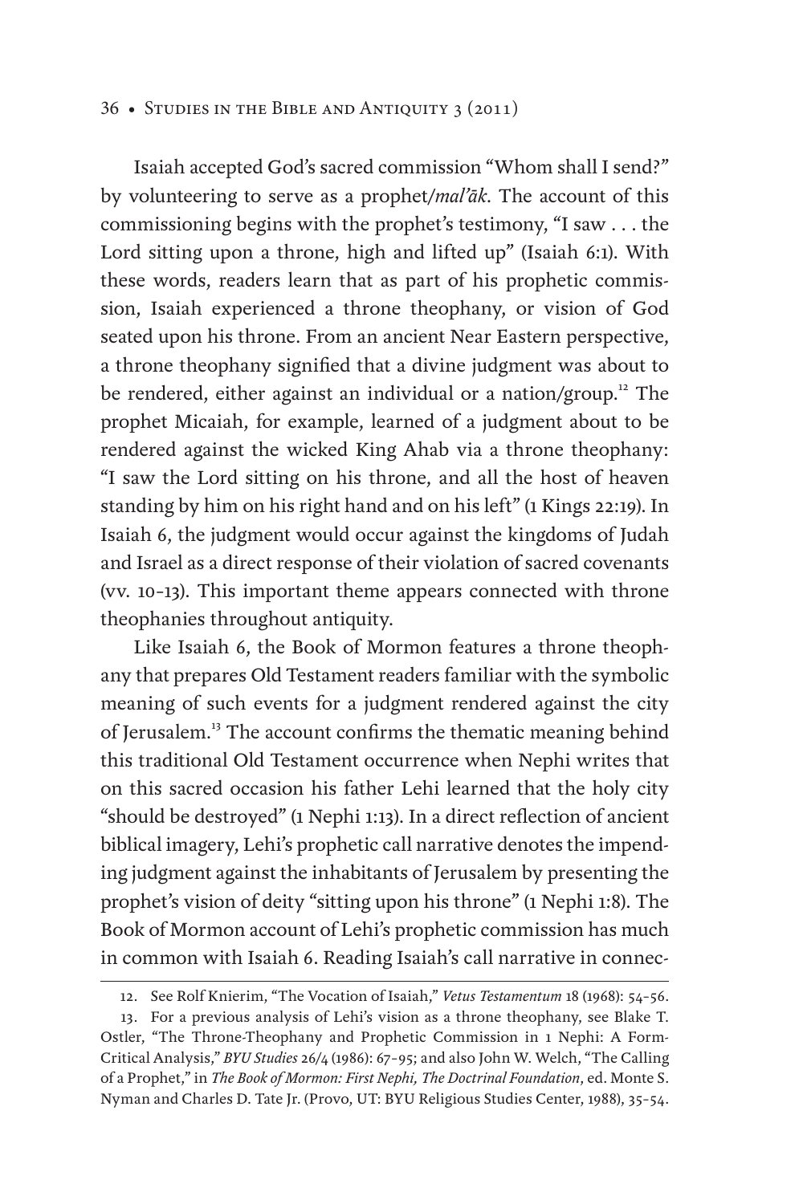Isaiah accepted God's sacred commission "Whom shall I send?" by volunteering to serve as a prophet/*mal'āk*. The account of this commissioning begins with the prophet's testimony, "I saw . . . the Lord sitting upon a throne, high and lifted up" (Isaiah 6:1). With these words, readers learn that as part of his prophetic commission, Isaiah experienced a throne theophany, or vision of God seated upon his throne. From an ancient Near Eastern perspective, a throne theophany signified that a divine judgment was about to be rendered, either against an individual or a nation/group.[12] The prophet Micaiah, for example, learned of a judgment about to be rendered against the wicked King Ahab via a throne theophany: "I saw the Lord sitting on his throne, and all the host of heaven standing by him on his right hand and on his left" (1 Kings 22:19). In Isaiah 6, the judgment would occur against the kingdoms of Judah and Israel as a direct response of their violation of sacred covenants (vv. 10–13). This important theme appears connected with throne theophanies throughout antiquity.

Like Isaiah 6, the Book of Mormon features a throne theophany that prepares Old Testament readers familiar with the symbolic meaning of such events for a judgment rendered against the city of Jerusalem.[13] The account confirms the thematic meaning behind this traditional Old Testament occurrence when Nephi writes that on this sacred occasion his father Lehi learned that the holy city "should be destroyed" (1 Nephi 1:13). In a direct reflection of ancient biblical imagery, Lehi's prophetic call narrative denotes the impending judgment against the inhabitants of Jerusalem by presenting the prophet's vision of deity "sitting upon his throne" (1 Nephi 1:8). The Book of Mormon account of Lehi's prophetic commission has much in common with Isaiah 6. Reading Isaiah's call narrative in connec-

---

12. See Rolf Knierim, "The Vocation of Isaiah," *Vetus Testamentum* 18 (1968): 54–56.

13. For a previous analysis of Lehi's vision as a throne theophany, see Blake T. Ostler, "The Throne-Theophany and Prophetic Commission in 1 Nephi: A Form-Critical Analysis," *BYU Studies* 26/4 (1986): 67–95; and also John W. Welch, "The Calling of a Prophet," in *The Book of Mormon: First Nephi, The Doctrinal Foundation*, ed. Monte S. Nyman and Charles D. Tate Jr. (Provo, UT: BYU Religious Studies Center, 1988), 35–54.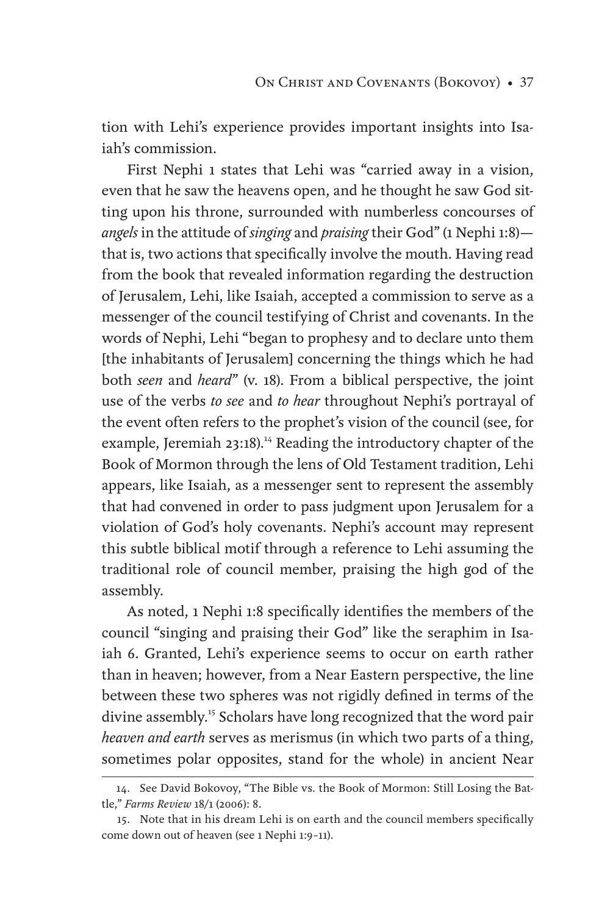tion with Lehi's experience provides important insights into Isaiah's commission.

First Nephi 1 states that Lehi was "carried away in a vision, even that he saw the heavens open, and he thought he saw God sitting upon his throne, surrounded with numberless concourses of *angels* in the attitude of *singing* and *praising* their God" (1 Nephi 1:8)—that is, two actions that specifically involve the mouth. Having read from the book that revealed information regarding the destruction of Jerusalem, Lehi, like Isaiah, accepted a commission to serve as a messenger of the council testifying of Christ and covenants. In the words of Nephi, Lehi "began to prophesy and to declare unto them [the inhabitants of Jerusalem] concerning the things which he had both *seen* and *heard*" (v. 18). From a biblical perspective, the joint use of the verbs *to see* and *to hear* throughout Nephi's portrayal of the event often refers to the prophet's vision of the council (see, for example, Jeremiah 23:18).[14] Reading the introductory chapter of the Book of Mormon through the lens of Old Testament tradition, Lehi appears, like Isaiah, as a messenger sent to represent the assembly that had convened in order to pass judgment upon Jerusalem for a violation of God's holy covenants. Nephi's account may represent this subtle biblical motif through a reference to Lehi assuming the traditional role of council member, praising the high god of the assembly.

As noted, 1 Nephi 1:8 specifically identifies the members of the council "singing and praising their God" like the seraphim in Isaiah 6. Granted, Lehi's experience seems to occur on earth rather than in heaven; however, from a Near Eastern perspective, the line between these two spheres was not rigidly defined in terms of the divine assembly.[15] Scholars have long recognized that the word pair *heaven and earth* serves as merismus (in which two parts of a thing, sometimes polar opposites, stand for the whole) in ancient Near

---

14. See David Bokovoy, "The Bible vs. the Book of Mormon: Still Losing the Battle," *Farms Review* 18/1 (2006): 8.

15. Note that in his dream Lehi is on earth and the council members specifically come down out of heaven (see 1 Nephi 1:9–11).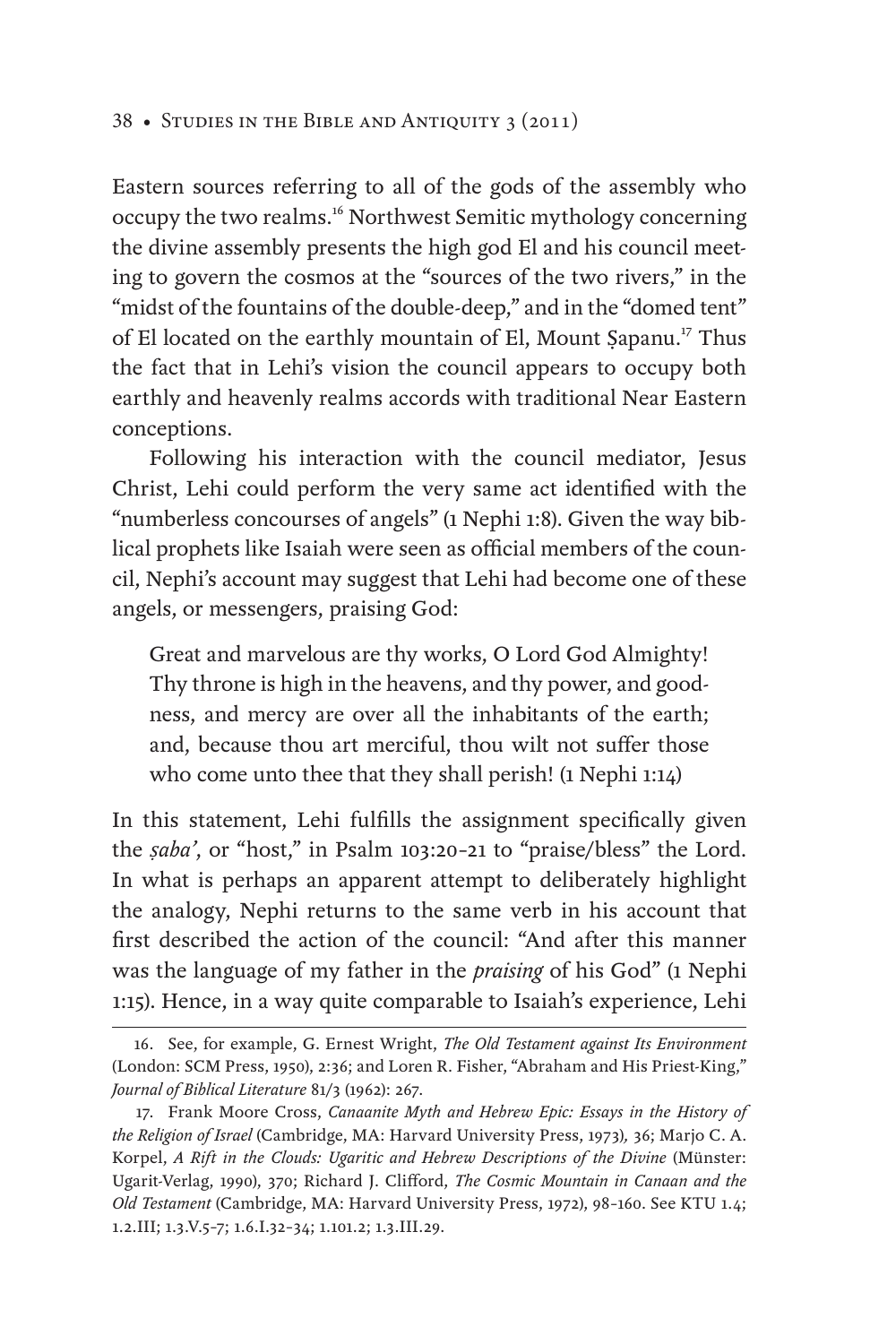Eastern sources referring to all of the gods of the assembly who occupy the two realms.[16] Northwest Semitic mythology concerning the divine assembly presents the high god El and his council meeting to govern the cosmos at the "sources of the two rivers," in the "midst of the fountains of the double-deep," and in the "domed tent" of El located on the earthly mountain of El, Mount Ṣapanu.[17] Thus the fact that in Lehi's vision the council appears to occupy both earthly and heavenly realms accords with traditional Near Eastern conceptions.

Following his interaction with the council mediator, Jesus Christ, Lehi could perform the very same act identified with the "numberless concourses of angels" (1 Nephi 1:8). Given the way biblical prophets like Isaiah were seen as official members of the council, Nephi's account may suggest that Lehi had become one of these angels, or messengers, praising God:

> Great and marvelous are thy works, O Lord God Almighty! Thy throne is high in the heavens, and thy power, and goodness, and mercy are over all the inhabitants of the earth; and, because thou art merciful, thou wilt not suffer those who come unto thee that they shall perish! (1 Nephi 1:14)

In this statement, Lehi fulfills the assignment specifically given the *ṣaba'*, or "host," in Psalm 103:20–21 to "praise/bless" the Lord. In what is perhaps an apparent attempt to deliberately highlight the analogy, Nephi returns to the same verb in his account that first described the action of the council: "And after this manner was the language of my father in the *praising* of his God" (1 Nephi 1:15). Hence, in a way quite comparable to Isaiah's experience, Lehi

---

16. See, for example, G. Ernest Wright, *The Old Testament against Its Environment* (London: SCM Press, 1950), 2:36; and Loren R. Fisher, "Abraham and His Priest-King," *Journal of Biblical Literature* 81/3 (1962): 267.

17. Frank Moore Cross, *Canaanite Myth and Hebrew Epic: Essays in the History of the Religion of Israel* (Cambridge, MA: Harvard University Press, 1973), 36; Marjo C. A. Korpel, *A Rift in the Clouds: Ugaritic and Hebrew Descriptions of the Divine* (Münster: Ugarit-Verlag, 1990), 370; Richard J. Clifford, *The Cosmic Mountain in Canaan and the Old Testament* (Cambridge, MA: Harvard University Press, 1972), 98–160. See KTU 1.4; 1.2.III; 1.3.V.5–7; 1.6.I.32–34; 1.101.2; 1.3.III.29.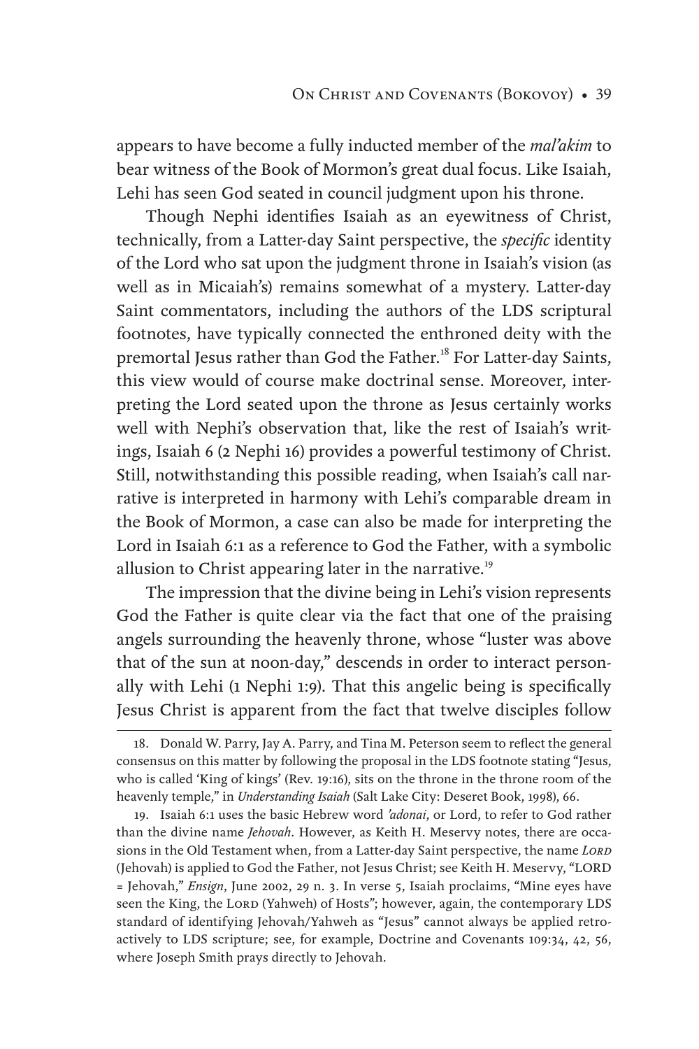appears to have become a fully inducted member of the *mal'akim* to bear witness of the Book of Mormon's great dual focus. Like Isaiah, Lehi has seen God seated in council judgment upon his throne.

Though Nephi identifies Isaiah as an eyewitness of Christ, technically, from a Latter-day Saint perspective, the *specific* identity of the Lord who sat upon the judgment throne in Isaiah's vision (as well as in Micaiah's) remains somewhat of a mystery. Latter-day Saint commentators, including the authors of the LDS scriptural footnotes, have typically connected the enthroned deity with the premortal Jesus rather than God the Father.[18] For Latter-day Saints, this view would of course make doctrinal sense. Moreover, interpreting the Lord seated upon the throne as Jesus certainly works well with Nephi's observation that, like the rest of Isaiah's writings, Isaiah 6 (2 Nephi 16) provides a powerful testimony of Christ. Still, notwithstanding this possible reading, when Isaiah's call narrative is interpreted in harmony with Lehi's comparable dream in the Book of Mormon, a case can also be made for interpreting the Lord in Isaiah 6:1 as a reference to God the Father, with a symbolic allusion to Christ appearing later in the narrative.[19]

The impression that the divine being in Lehi's vision represents God the Father is quite clear via the fact that one of the praising angels surrounding the heavenly throne, whose "luster was above that of the sun at noon-day," descends in order to interact personally with Lehi (1 Nephi 1:9). That this angelic being is specifically Jesus Christ is apparent from the fact that twelve disciples follow

---

18. Donald W. Parry, Jay A. Parry, and Tina M. Peterson seem to reflect the general consensus on this matter by following the proposal in the LDS footnote stating "Jesus, who is called 'King of kings' (Rev. 19:16), sits on the throne in the throne room of the heavenly temple," in *Understanding Isaiah* (Salt Lake City: Deseret Book, 1998), 66.

19. Isaiah 6:1 uses the basic Hebrew word *'adonai*, or Lord, to refer to God rather than the divine name *Jehovah*. However, as Keith H. Meservy notes, there are occasions in the Old Testament when, from a Latter-day Saint perspective, the name *Lord* (Jehovah) is applied to God the Father, not Jesus Christ; see Keith H. Meservy, "LORD = Jehovah," *Ensign*, June 2002, 29 n. 3. In verse 5, Isaiah proclaims, "Mine eyes have seen the King, the LORD (Yahweh) of Hosts"; however, again, the contemporary LDS standard of identifying Jehovah/Yahweh as "Jesus" cannot always be applied retroactively to LDS scripture; see, for example, Doctrine and Covenants 109:34, 42, 56, where Joseph Smith prays directly to Jehovah.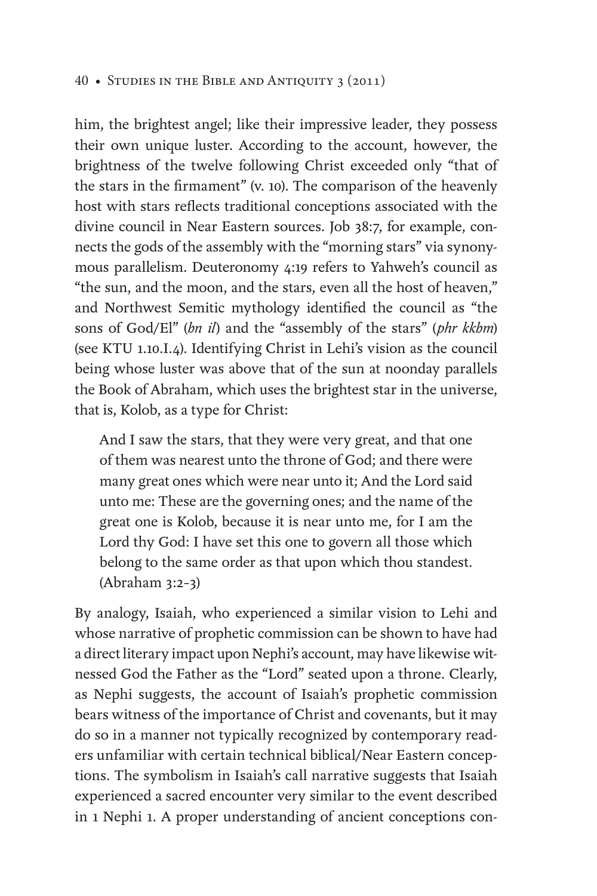him, the brightest angel; like their impressive leader, they possess their own unique luster. According to the account, however, the brightness of the twelve following Christ exceeded only "that of the stars in the firmament" (v. 10). The comparison of the heavenly host with stars reflects traditional conceptions associated with the divine council in Near Eastern sources. Job 38:7, for example, connects the gods of the assembly with the "morning stars" via synonymous parallelism. Deuteronomy 4:19 refers to Yahweh's council as "the sun, and the moon, and the stars, even all the host of heaven," and Northwest Semitic mythology identified the council as "the sons of God/El" (*bn il*) and the "assembly of the stars" (*phr kkbm*) (see KTU 1.10.I.4). Identifying Christ in Lehi's vision as the council being whose luster was above that of the sun at noonday parallels the Book of Abraham, which uses the brightest star in the universe, that is, Kolob, as a type for Christ:

> And I saw the stars, that they were very great, and that one of them was nearest unto the throne of God; and there were many great ones which were near unto it; And the Lord said unto me: These are the governing ones; and the name of the great one is Kolob, because it is near unto me, for I am the Lord thy God: I have set this one to govern all those which belong to the same order as that upon which thou standest. (Abraham 3:2–3)

By analogy, Isaiah, who experienced a similar vision to Lehi and whose narrative of prophetic commission can be shown to have had a direct literary impact upon Nephi's account, may have likewise witnessed God the Father as the "Lord" seated upon a throne. Clearly, as Nephi suggests, the account of Isaiah's prophetic commission bears witness of the importance of Christ and covenants, but it may do so in a manner not typically recognized by contemporary readers unfamiliar with certain technical biblical/Near Eastern conceptions. The symbolism in Isaiah's call narrative suggests that Isaiah experienced a sacred encounter very similar to the event described in 1 Nephi 1. A proper understanding of ancient conceptions con-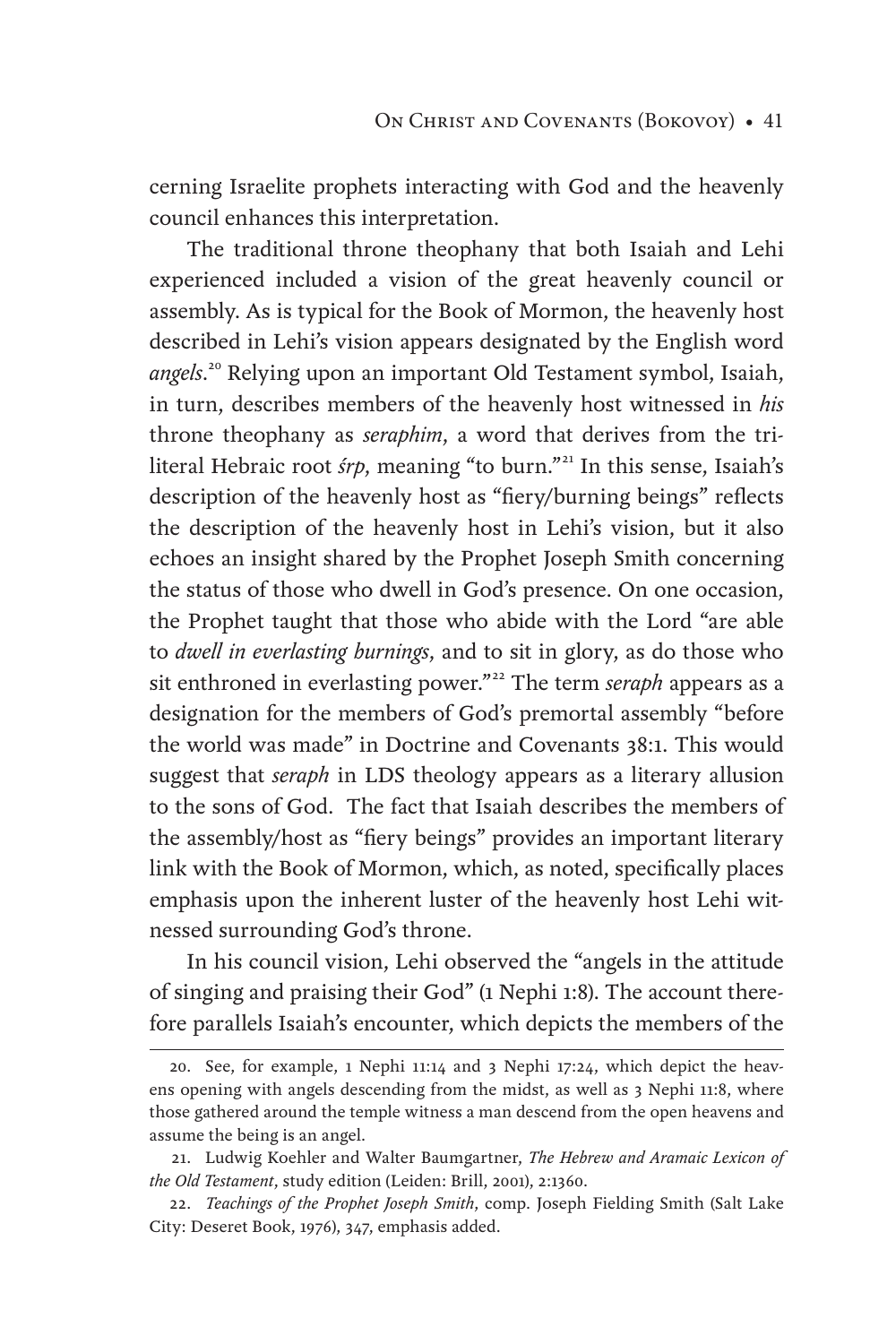cerning Israelite prophets interacting with God and the heavenly council enhances this interpretation.

The traditional throne theophany that both Isaiah and Lehi experienced included a vision of the great heavenly council or assembly. As is typical for the Book of Mormon, the heavenly host described in Lehi's vision appears designated by the English word *angels*.[20] Relying upon an important Old Testament symbol, Isaiah, in turn, describes members of the heavenly host witnessed in *his* throne theophany as *seraphim*, a word that derives from the triliteral Hebraic root *śrp*, meaning "to burn."[21] In this sense, Isaiah's description of the heavenly host as "fiery/burning beings" reflects the description of the heavenly host in Lehi's vision, but it also echoes an insight shared by the Prophet Joseph Smith concerning the status of those who dwell in God's presence. On one occasion, the Prophet taught that those who abide with the Lord "are able to *dwell in everlasting burnings*, and to sit in glory, as do those who sit enthroned in everlasting power."[22] The term *seraph* appears as a designation for the members of God's premortal assembly "before the world was made" in Doctrine and Covenants 38:1. This would suggest that *seraph* in LDS theology appears as a literary allusion to the sons of God. The fact that Isaiah describes the members of the assembly/host as "fiery beings" provides an important literary link with the Book of Mormon, which, as noted, specifically places emphasis upon the inherent luster of the heavenly host Lehi witnessed surrounding God's throne.

In his council vision, Lehi observed the "angels in the attitude of singing and praising their God" (1 Nephi 1:8). The account therefore parallels Isaiah's encounter, which depicts the members of the

---

20. See, for example, 1 Nephi 11:14 and 3 Nephi 17:24, which depict the heavens opening with angels descending from the midst, as well as 3 Nephi 11:8, where those gathered around the temple witness a man descend from the open heavens and assume the being is an angel.

21. Ludwig Koehler and Walter Baumgartner, *The Hebrew and Aramaic Lexicon of the Old Testament*, study edition (Leiden: Brill, 2001), 2:1360.

22. *Teachings of the Prophet Joseph Smith*, comp. Joseph Fielding Smith (Salt Lake City: Deseret Book, 1976), 347, emphasis added.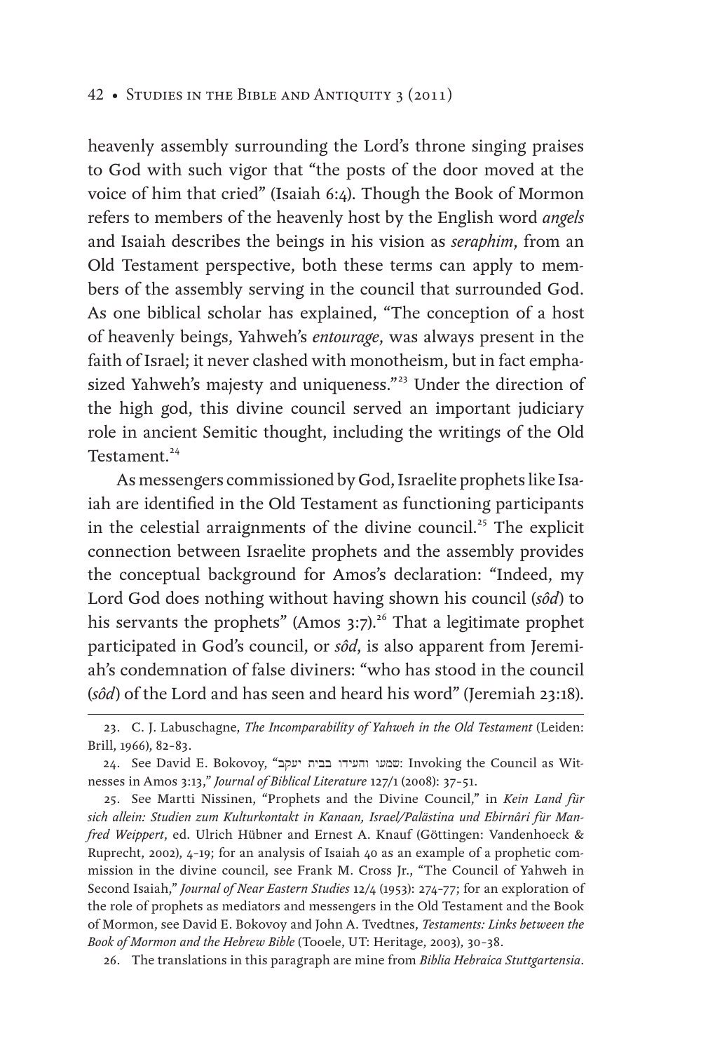heavenly assembly surrounding the Lord's throne singing praises to God with such vigor that "the posts of the door moved at the voice of him that cried" (Isaiah 6:4). Though the Book of Mormon refers to members of the heavenly host by the English word *angels* and Isaiah describes the beings in his vision as *seraphim*, from an Old Testament perspective, both these terms can apply to members of the assembly serving in the council that surrounded God. As one biblical scholar has explained, "The conception of a host of heavenly beings, Yahweh's *entourage*, was always present in the faith of Israel; it never clashed with monotheism, but in fact emphasized Yahweh's majesty and uniqueness."[23] Under the direction of the high god, this divine council served an important judiciary role in ancient Semitic thought, including the writings of the Old Testament.[24]

As messengers commissioned by God, Israelite prophets like Isaiah are identified in the Old Testament as functioning participants in the celestial arraignments of the divine council.[25] The explicit connection between Israelite prophets and the assembly provides the conceptual background for Amos's declaration: "Indeed, my Lord God does nothing without having shown his council (*sôd*) to his servants the prophets" (Amos 3:7).[26] That a legitimate prophet participated in God's council, or *sôd*, is also apparent from Jeremiah's condemnation of false diviners: "who has stood in the council (*sôd*) of the Lord and has seen and heard his word" (Jeremiah 23:18).

---

23. C. J. Labuschagne, *The Incomparability of Yahweh in the Old Testament* (Leiden: Brill, 1966), 82–83.

24. See David E. Bokovoy, "שמעו והעידו בבית יעקב: Invoking the Council as Witnesses in Amos 3:13," *Journal of Biblical Literature* 127/1 (2008): 37–51.

25. See Martti Nissinen, "Prophets and the Divine Council," in *Kein Land für sich allein: Studien zum Kulturkontakt in Kanaan, Israel/Palästina und Ebirnâri für Manfred Weippert*, ed. Ulrich Hübner and Ernest A. Knauf (Göttingen: Vandenhoeck & Ruprecht, 2002), 4–19; for an analysis of Isaiah 40 as an example of a prophetic commission in the divine council, see Frank M. Cross Jr., "The Council of Yahweh in Second Isaiah," *Journal of Near Eastern Studies* 12/4 (1953): 274–77; for an exploration of the role of prophets as mediators and messengers in the Old Testament and the Book of Mormon, see David E. Bokovoy and John A. Tvedtnes, *Testaments: Links between the Book of Mormon and the Hebrew Bible* (Tooele, UT: Heritage, 2003), 30–38.

26. The translations in this paragraph are mine from *Biblia Hebraica Stuttgartensia*.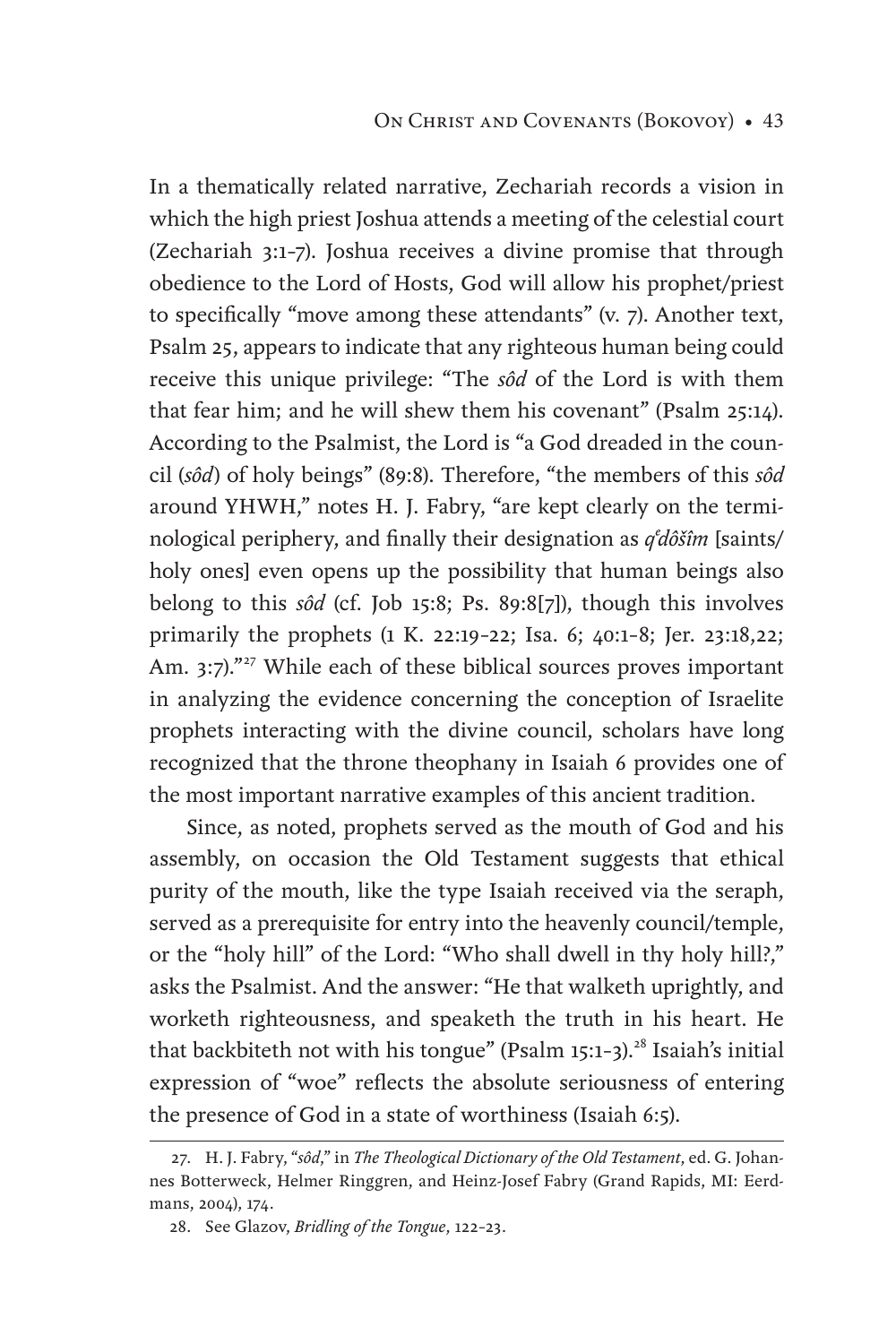In a thematically related narrative, Zechariah records a vision in which the high priest Joshua attends a meeting of the celestial court (Zechariah 3:1–7). Joshua receives a divine promise that through obedience to the Lord of Hosts, God will allow his prophet/priest to specifically "move among these attendants" (v. 7). Another text, Psalm 25, appears to indicate that any righteous human being could receive this unique privilege: "The *sôd* of the Lord is with them that fear him; and he will shew them his covenant" (Psalm 25:14). According to the Psalmist, the Lord is "a God dreaded in the council (*sôd*) of holy beings" (89:8). Therefore, "the members of this *sôd* around YHWH," notes H. J. Fabry, "are kept clearly on the terminological periphery, and finally their designation as *qᵉdôšîm* [saints/holy ones] even opens up the possibility that human beings also belong to this *sôd* (cf. Job 15:8; Ps. 89:8[7]), though this involves primarily the prophets (1 K. 22:19–22; Isa. 6; 40:1–8; Jer. 23:18,22; Am. 3:7)."[27] While each of these biblical sources proves important in analyzing the evidence concerning the conception of Israelite prophets interacting with the divine council, scholars have long recognized that the throne theophany in Isaiah 6 provides one of the most important narrative examples of this ancient tradition.

Since, as noted, prophets served as the mouth of God and his assembly, on occasion the Old Testament suggests that ethical purity of the mouth, like the type Isaiah received via the seraph, served as a prerequisite for entry into the heavenly council/temple, or the "holy hill" of the Lord: "Who shall dwell in thy holy hill?," asks the Psalmist. And the answer: "He that walketh uprightly, and worketh righteousness, and speaketh the truth in his heart. He that backbiteth not with his tongue" (Psalm 15:1–3).[28] Isaiah's initial expression of "woe" reflects the absolute seriousness of entering the presence of God in a state of worthiness (Isaiah 6:5).

---

27. H. J. Fabry, "*sôd*," in *The Theological Dictionary of the Old Testament*, ed. G. Johannes Botterweck, Helmer Ringgren, and Heinz-Josef Fabry (Grand Rapids, MI: Eerdmans, 2004), 174.

28. See Glazov, *Bridling of the Tongue*, 122–23.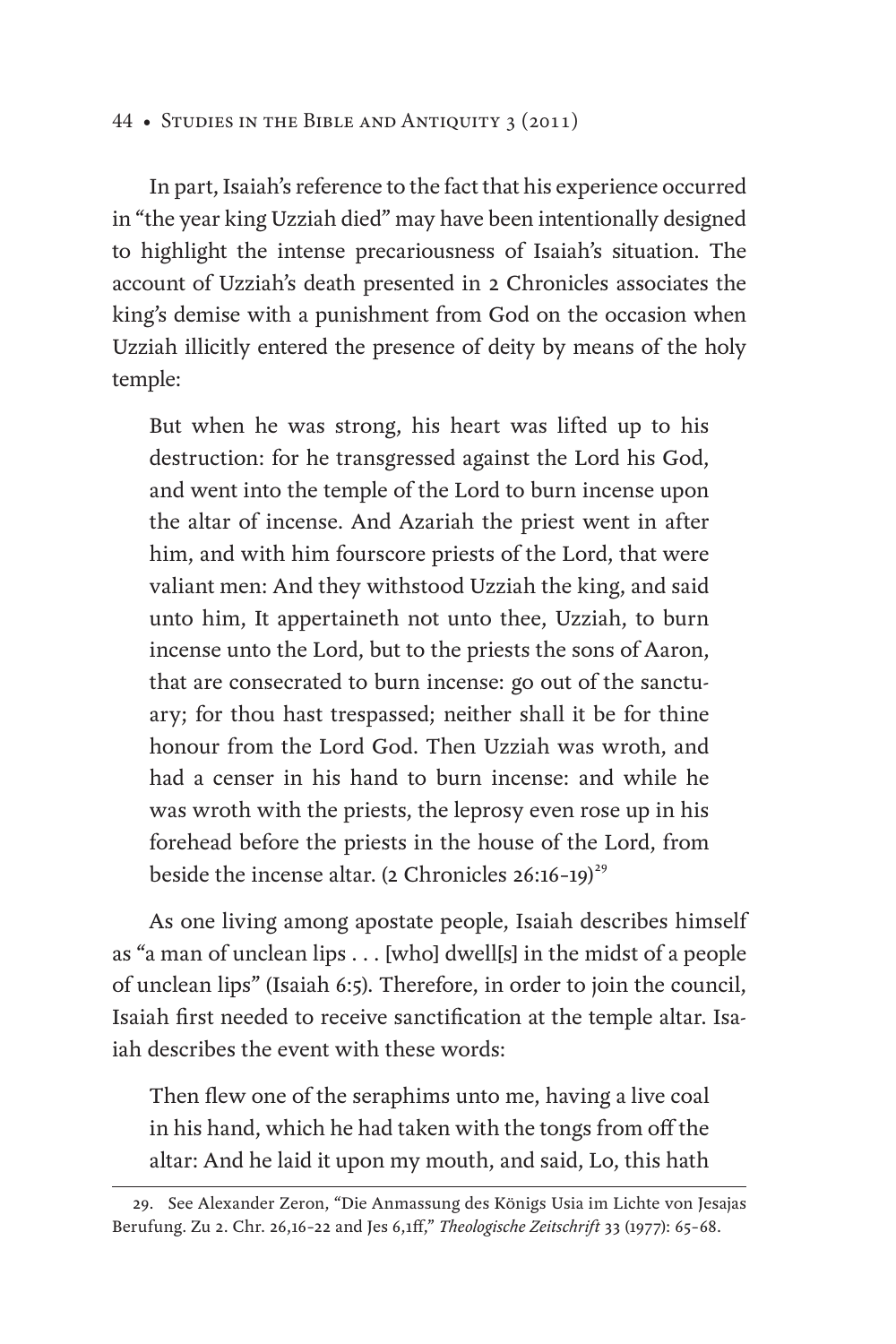In part, Isaiah's reference to the fact that his experience occurred in "the year king Uzziah died" may have been intentionally designed to highlight the intense precariousness of Isaiah's situation. The account of Uzziah's death presented in 2 Chronicles associates the king's demise with a punishment from God on the occasion when Uzziah illicitly entered the presence of deity by means of the holy temple:

> But when he was strong, his heart was lifted up to his destruction: for he transgressed against the Lord his God, and went into the temple of the Lord to burn incense upon the altar of incense. And Azariah the priest went in after him, and with him fourscore priests of the Lord, that were valiant men: And they withstood Uzziah the king, and said unto him, It appertaineth not unto thee, Uzziah, to burn incense unto the Lord, but to the priests the sons of Aaron, that are consecrated to burn incense: go out of the sanctuary; for thou hast trespassed; neither shall it be for thine honour from the Lord God. Then Uzziah was wroth, and had a censer in his hand to burn incense: and while he was wroth with the priests, the leprosy even rose up in his forehead before the priests in the house of the Lord, from beside the incense altar. (2 Chronicles 26:16–19)[29]

As one living among apostate people, Isaiah describes himself as "a man of unclean lips . . . [who] dwell[s] in the midst of a people of unclean lips" (Isaiah 6:5). Therefore, in order to join the council, Isaiah first needed to receive sanctification at the temple altar. Isaiah describes the event with these words:

> Then flew one of the seraphims unto me, having a live coal in his hand, which he had taken with the tongs from off the altar: And he laid it upon my mouth, and said, Lo, this hath

29. See Alexander Zeron, "Die Anmassung des Königs Usia im Lichte von Jesajas Berufung. Zu 2. Chr. 26,16–22 and Jes 6,1ff," *Theologische Zeitschrift* 33 (1977): 65–68.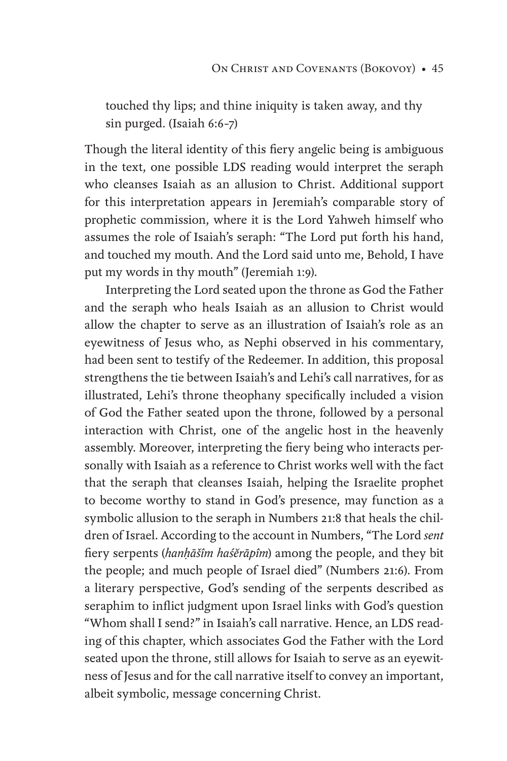touched thy lips; and thine iniquity is taken away, and thy sin purged. (Isaiah 6:6–7)

Though the literal identity of this fiery angelic being is ambiguous in the text, one possible LDS reading would interpret the seraph who cleanses Isaiah as an allusion to Christ. Additional support for this interpretation appears in Jeremiah's comparable story of prophetic commission, where it is the Lord Yahweh himself who assumes the role of Isaiah's seraph: "The Lord put forth his hand, and touched my mouth. And the Lord said unto me, Behold, I have put my words in thy mouth" (Jeremiah 1:9).

Interpreting the Lord seated upon the throne as God the Father and the seraph who heals Isaiah as an allusion to Christ would allow the chapter to serve as an illustration of Isaiah's role as an eyewitness of Jesus who, as Nephi observed in his commentary, had been sent to testify of the Redeemer. In addition, this proposal strengthens the tie between Isaiah's and Lehi's call narratives, for as illustrated, Lehi's throne theophany specifically included a vision of God the Father seated upon the throne, followed by a personal interaction with Christ, one of the angelic host in the heavenly assembly. Moreover, interpreting the fiery being who interacts personally with Isaiah as a reference to Christ works well with the fact that the seraph that cleanses Isaiah, helping the Israelite prophet to become worthy to stand in God's presence, may function as a symbolic allusion to the seraph in Numbers 21:8 that heals the children of Israel. According to the account in Numbers, "The Lord *sent* fiery serpents (*hanḥāšîm haśĕrāpîm*) among the people, and they bit the people; and much people of Israel died" (Numbers 21:6). From a literary perspective, God's sending of the serpents described as seraphim to inflict judgment upon Israel links with God's question "Whom shall I send?" in Isaiah's call narrative. Hence, an LDS reading of this chapter, which associates God the Father with the Lord seated upon the throne, still allows for Isaiah to serve as an eyewitness of Jesus and for the call narrative itself to convey an important, albeit symbolic, message concerning Christ.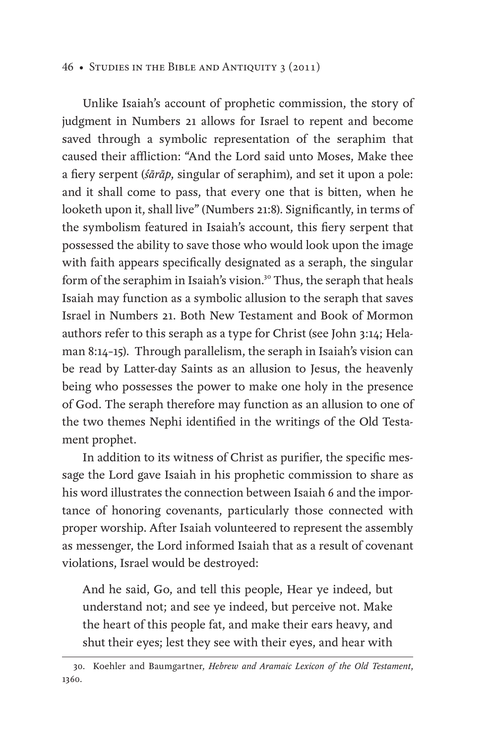Unlike Isaiah's account of prophetic commission, the story of judgment in Numbers 21 allows for Israel to repent and become saved through a symbolic representation of the seraphim that caused their affliction: "And the Lord said unto Moses, Make thee a fiery serpent (*śārāp*, singular of seraphim), and set it upon a pole: and it shall come to pass, that every one that is bitten, when he looketh upon it, shall live" (Numbers 21:8). Significantly, in terms of the symbolism featured in Isaiah's account, this fiery serpent that possessed the ability to save those who would look upon the image with faith appears specifically designated as a seraph, the singular form of the seraphim in Isaiah's vision.[30] Thus, the seraph that heals Isaiah may function as a symbolic allusion to the seraph that saves Israel in Numbers 21. Both New Testament and Book of Mormon authors refer to this seraph as a type for Christ (see John 3:14; Helaman 8:14–15). Through parallelism, the seraph in Isaiah's vision can be read by Latter-day Saints as an allusion to Jesus, the heavenly being who possesses the power to make one holy in the presence of God. The seraph therefore may function as an allusion to one of the two themes Nephi identified in the writings of the Old Testament prophet.

In addition to its witness of Christ as purifier, the specific message the Lord gave Isaiah in his prophetic commission to share as his word illustrates the connection between Isaiah 6 and the importance of honoring covenants, particularly those connected with proper worship. After Isaiah volunteered to represent the assembly as messenger, the Lord informed Isaiah that as a result of covenant violations, Israel would be destroyed:

> And he said, Go, and tell this people, Hear ye indeed, but understand not; and see ye indeed, but perceive not. Make the heart of this people fat, and make their ears heavy, and shut their eyes; lest they see with their eyes, and hear with

---

30. Koehler and Baumgartner, *Hebrew and Aramaic Lexicon of the Old Testament*, 1360.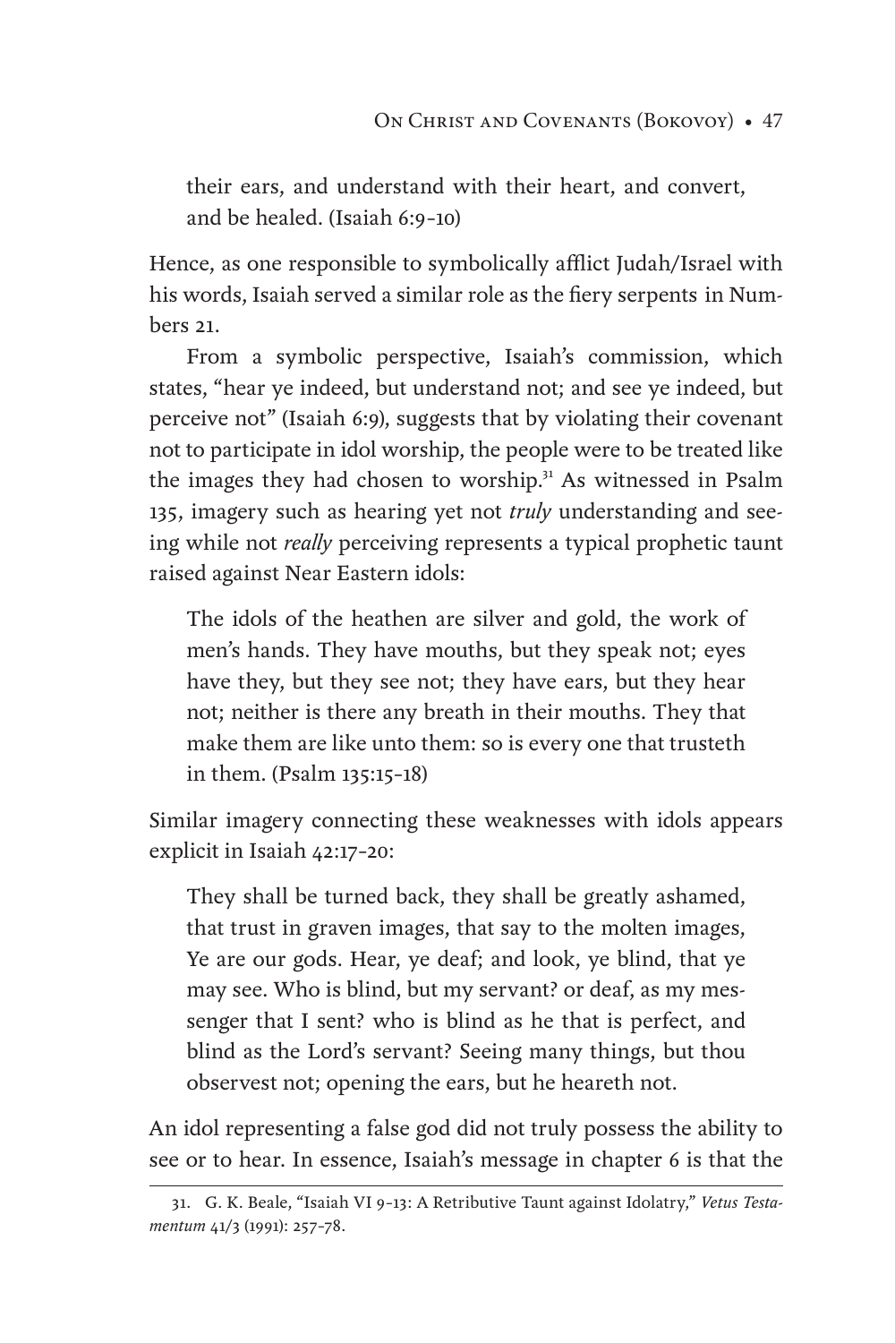their ears, and understand with their heart, and convert, and be healed. (Isaiah 6:9–10)

Hence, as one responsible to symbolically afflict Judah/Israel with his words, Isaiah served a similar role as the fiery serpents in Numbers 21.

From a symbolic perspective, Isaiah's commission, which states, "hear ye indeed, but understand not; and see ye indeed, but perceive not" (Isaiah 6:9), suggests that by violating their covenant not to participate in idol worship, the people were to be treated like the images they had chosen to worship.[31] As witnessed in Psalm 135, imagery such as hearing yet not *truly* understanding and seeing while not *really* perceiving represents a typical prophetic taunt raised against Near Eastern idols:

> The idols of the heathen are silver and gold, the work of men's hands. They have mouths, but they speak not; eyes have they, but they see not; they have ears, but they hear not; neither is there any breath in their mouths. They that make them are like unto them: so is every one that trusteth in them. (Psalm 135:15–18)

Similar imagery connecting these weaknesses with idols appears explicit in Isaiah 42:17–20:

> They shall be turned back, they shall be greatly ashamed, that trust in graven images, that say to the molten images, Ye are our gods. Hear, ye deaf; and look, ye blind, that ye may see. Who is blind, but my servant? or deaf, as my messenger that I sent? who is blind as he that is perfect, and blind as the Lord's servant? Seeing many things, but thou observest not; opening the ears, but he heareth not.

An idol representing a false god did not truly possess the ability to see or to hear. In essence, Isaiah's message in chapter 6 is that the

31. G. K. Beale, "Isaiah VI 9–13: A Retributive Taunt against Idolatry," *Vetus Testamentum* 41/3 (1991): 257–78.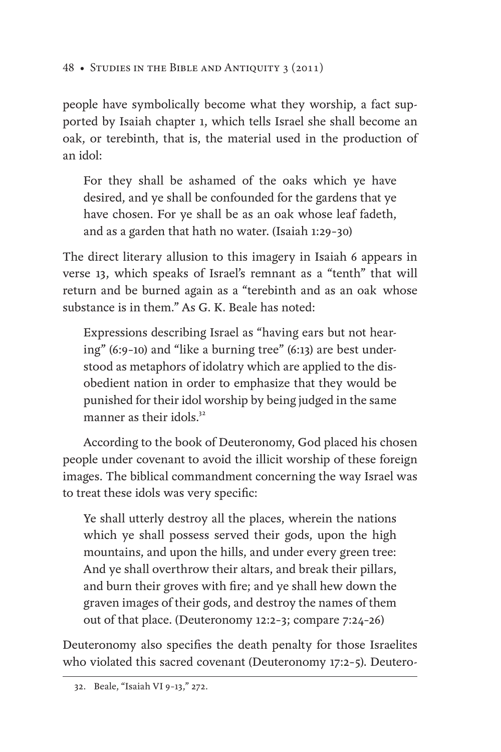people have symbolically become what they worship, a fact supported by Isaiah chapter 1, which tells Israel she shall become an oak, or terebinth, that is, the material used in the production of an idol:

> For they shall be ashamed of the oaks which ye have desired, and ye shall be confounded for the gardens that ye have chosen. For ye shall be as an oak whose leaf fadeth, and as a garden that hath no water. (Isaiah 1:29–30)

The direct literary allusion to this imagery in Isaiah 6 appears in verse 13, which speaks of Israel's remnant as a "tenth" that will return and be burned again as a "terebinth and as an oak whose substance is in them." As G. K. Beale has noted:

> Expressions describing Israel as "having ears but not hearing" (6:9–10) and "like a burning tree" (6:13) are best understood as metaphors of idolatry which are applied to the disobedient nation in order to emphasize that they would be punished for their idol worship by being judged in the same manner as their idols.[32]

According to the book of Deuteronomy, God placed his chosen people under covenant to avoid the illicit worship of these foreign images. The biblical commandment concerning the way Israel was to treat these idols was very specific:

> Ye shall utterly destroy all the places, wherein the nations which ye shall possess served their gods, upon the high mountains, and upon the hills, and under every green tree: And ye shall overthrow their altars, and break their pillars, and burn their groves with fire; and ye shall hew down the graven images of their gods, and destroy the names of them out of that place. (Deuteronomy 12:2–3; compare 7:24–26)

Deuteronomy also specifies the death penalty for those Israelites who violated this sacred covenant (Deuteronomy 17:2–5). Deutero-

---

32. Beale, "Isaiah VI 9–13," 272.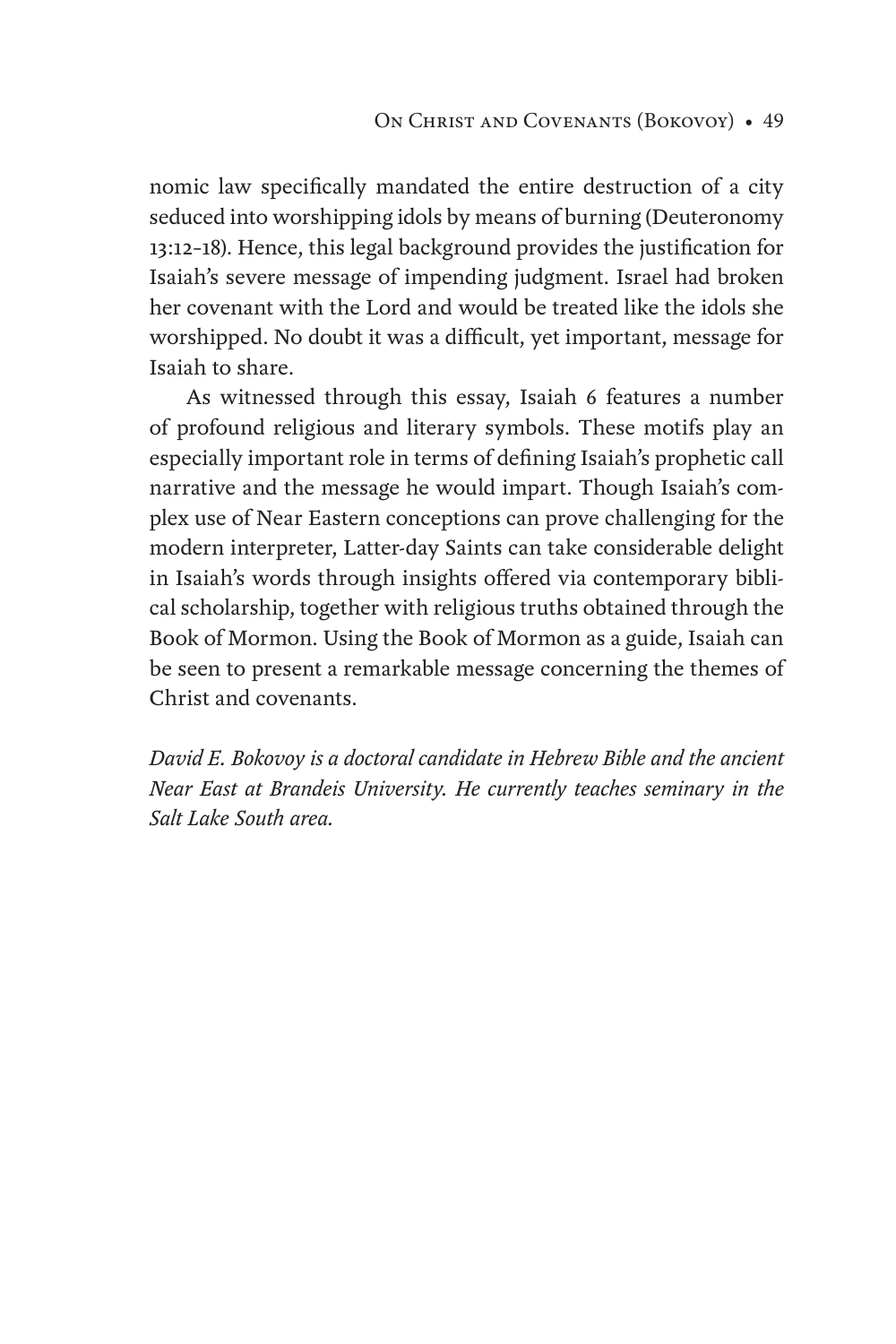nomic law specifically mandated the entire destruction of a city seduced into worshipping idols by means of burning (Deuteronomy 13:12–18). Hence, this legal background provides the justification for Isaiah's severe message of impending judgment. Israel had broken her covenant with the Lord and would be treated like the idols she worshipped. No doubt it was a difficult, yet important, message for Isaiah to share.

As witnessed through this essay, Isaiah 6 features a number of profound religious and literary symbols. These motifs play an especially important role in terms of defining Isaiah's prophetic call narrative and the message he would impart. Though Isaiah's complex use of Near Eastern conceptions can prove challenging for the modern interpreter, Latter-day Saints can take considerable delight in Isaiah's words through insights offered via contemporary biblical scholarship, together with religious truths obtained through the Book of Mormon. Using the Book of Mormon as a guide, Isaiah can be seen to present a remarkable message concerning the themes of Christ and covenants.

*David E. Bokovoy is a doctoral candidate in Hebrew Bible and the ancient Near East at Brandeis University. He currently teaches seminary in the Salt Lake South area.*